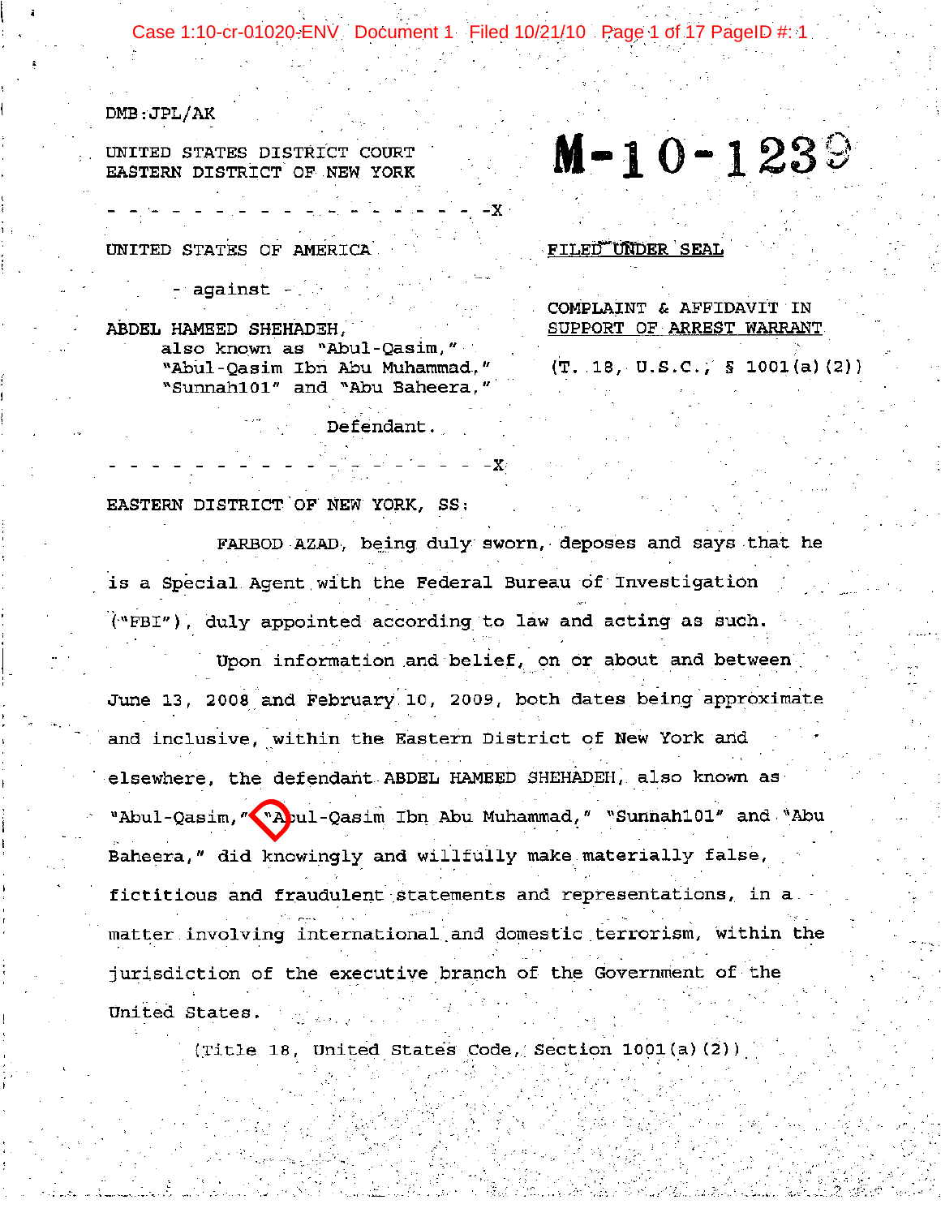DMB:JPL/AK

UNITED STATES DISTRICT COURT
EASTERN DISTRICT OF NEW YORK

M-10-1239

- - - - - - - - - - - - - - - - - - - - -X

UNITED STATES OF AMERICA

- against -

ABDEL HAMEED SHEHADEH,
also known as "Abul-Qasim,"
"Abul-Qasim Ibn Abu Muhammad,"
"Sunnah101" and "Abu Baheera,"

Defendant.

- - - - - - - - - - - - - - - - - - - - -X

FILED UNDER SEAL

COMPLAINT & AFFIDAVIT IN SUPPORT OF ARREST WARRANT

(T. 18, U.S.C., § 1001(a)(2))

EASTERN DISTRICT OF NEW YORK, SS:

FARBOD AZAD, being duly sworn, deposes and says that he is a Special Agent with the Federal Bureau of Investigation ("FBI"), duly appointed according to law and acting as such.

Upon information and belief, on or about and between June 13, 2008 and February 10, 2009, both dates being approximate and inclusive, within the Eastern District of New York and elsewhere, the defendant ABDEL HAMEED SHEHADEH, also known as "Abul-Qasim," "Abul-Qasim Ibn Abu Muhammad," "Sunnah101" and "Abu Baheera," did knowingly and willfully make materially false, fictitious and fraudulent statements and representations, in a matter involving international and domestic terrorism, within the jurisdiction of the executive branch of the Government of the United States.

(Title 18, United States Code, Section 1001(a)(2))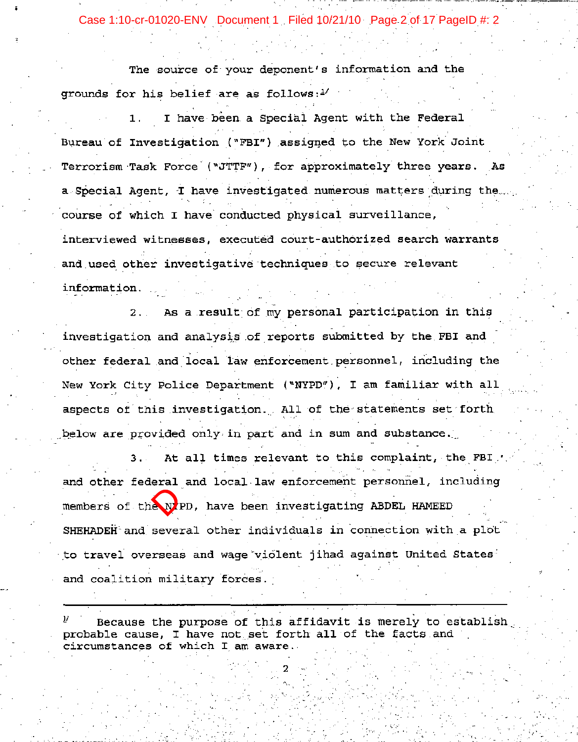The source of your deponent's information and the grounds for his belief are as follows:[1]

1. I have been a Special Agent with the Federal Bureau of Investigation ("FBI") assigned to the New York Joint Terrorism Task Force ("JTTF"), for approximately three years. As a Special Agent, I have investigated numerous matters during the course of which I have conducted physical surveillance, interviewed witnesses, executed court-authorized search warrants and used other investigative techniques to secure relevant information.

2. As a result of my personal participation in this investigation and analysis of reports submitted by the FBI and other federal and local law enforcement personnel, including the New York City Police Department ("NYPD"), I am familiar with all aspects of this investigation. All of the statements set forth below are provided only in part and in sum and substance.

3. At all times relevant to this complaint, the FBI and other federal and local law enforcement personnel, including members of the NYPD, have been investigating ABDEL HAMEED SHEHADEH and several other individuals in connection with a plot to travel overseas and wage violent jihad against United States and coalition military forces.

---

[1] Because the purpose of this affidavit is merely to establish probable cause, I have not set forth all of the facts and circumstances of which I am aware.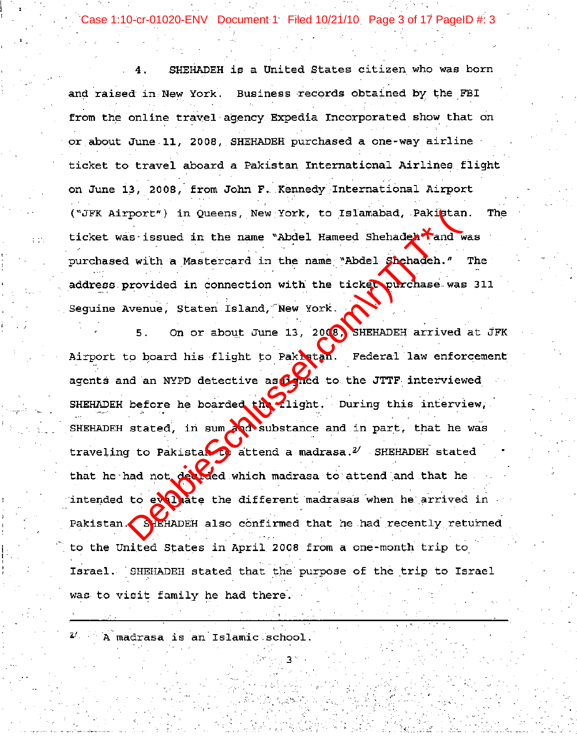4. SHEHADEH is a United States citizen who was born and raised in New York. Business records obtained by the FBI from the online travel agency Expedia Incorporated show that on or about June 11, 2008, SHEHADEH purchased a one-way airline ticket to travel aboard a Pakistan International Airlines flight on June 13, 2008, from John F. Kennedy International Airport ("JFK Airport") in Queens, New York, to Islamabad, Pakistan. The ticket was issued in the name "Abdel Hameed Shehadeh" and was purchased with a Mastercard in the name "Abdel Shehadeh." The address provided in connection with the ticket purchase was 311 Seguine Avenue, Staten Island, New York.

5. On or about June 13, 2008, SHEHADEH arrived at JFK Airport to board his flight to Pakistan. Federal law enforcement agents and an NYPD detective assigned to the JTTF interviewed SHEHADEH before he boarded the flight. During this interview, SHEHADEH stated, in sum and substance and in part, that he was traveling to Pakistan to attend a madrasa.[2] SHEHADEH stated that he had not decided which madrasa to attend and that he intended to evaluate the different madrasas when he arrived in Pakistan. SHEHADEH also confirmed that he had recently returned to the United States in April 2008 from a one-month trip to Israel. SHEHADEH stated that the purpose of the trip to Israel was to visit family he had there.

---

[2] A madrasa is an Islamic school.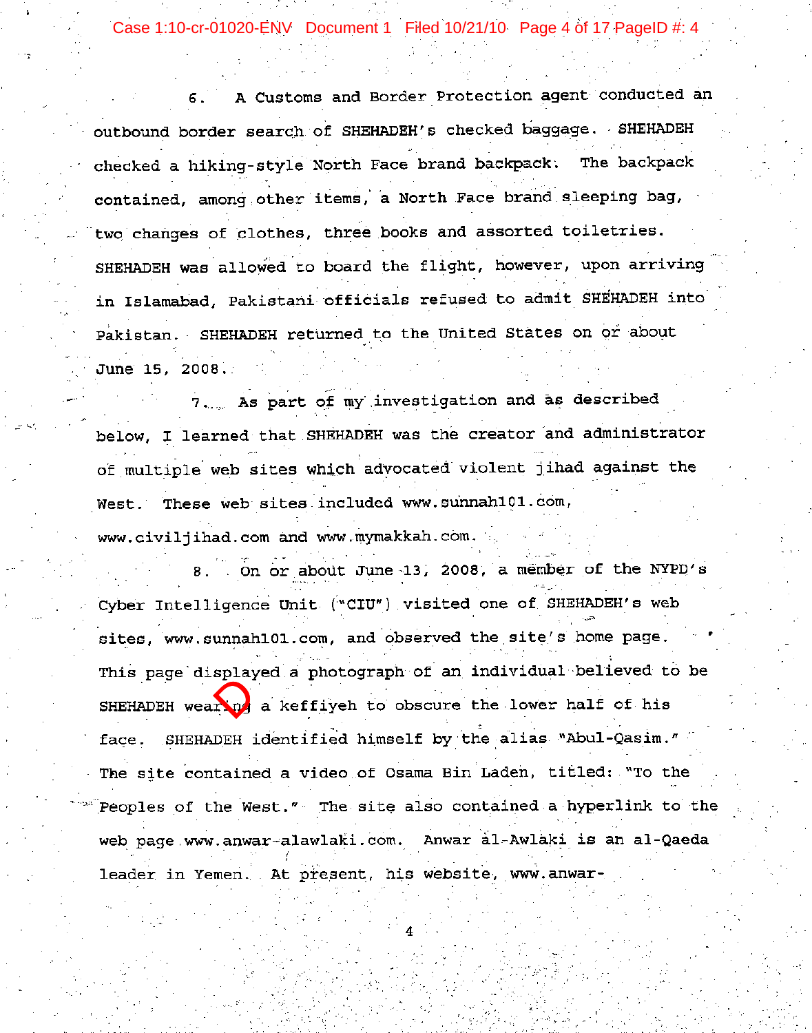6. A Customs and Border Protection agent conducted an outbound border search of SHEHADEH's checked baggage. SHEHADEH checked a hiking-style North Face brand backpack. The backpack contained, among other items, a North Face brand sleeping bag, two changes of clothes, three books and assorted toiletries. SHEHADEH was allowed to board the flight, however, upon arriving in Islamabad, Pakistani officials refused to admit SHEHADEH into Pakistan. SHEHADEH returned to the United States on or about June 15, 2008.

7. As part of my investigation and as described below, I learned that SHEHADEH was the creator and administrator of multiple web sites which advocated violent jihad against the West. These web sites included www.sunnah101.com, www.civiljihad.com and www.mymakkah.com.

8. On or about June 13, 2008, a member of the NYPD's Cyber Intelligence Unit ("CIU") visited one of SHEHADEH's web sites, www.sunnah101.com, and observed the site's home page. This page displayed a photograph of an individual believed to be SHEHADEH wearing a keffiyeh to obscure the lower half of his face. SHEHADEH identified himself by the alias "Abul-Qasim." The site contained a video of Osama Bin Laden, titled: "To the Peoples of the West." The site also contained a hyperlink to the web page www.anwar-alawlaki.com. Anwar al-Awlaki is an al-Qaeda leader in Yemen. At present, his website, www.anwar-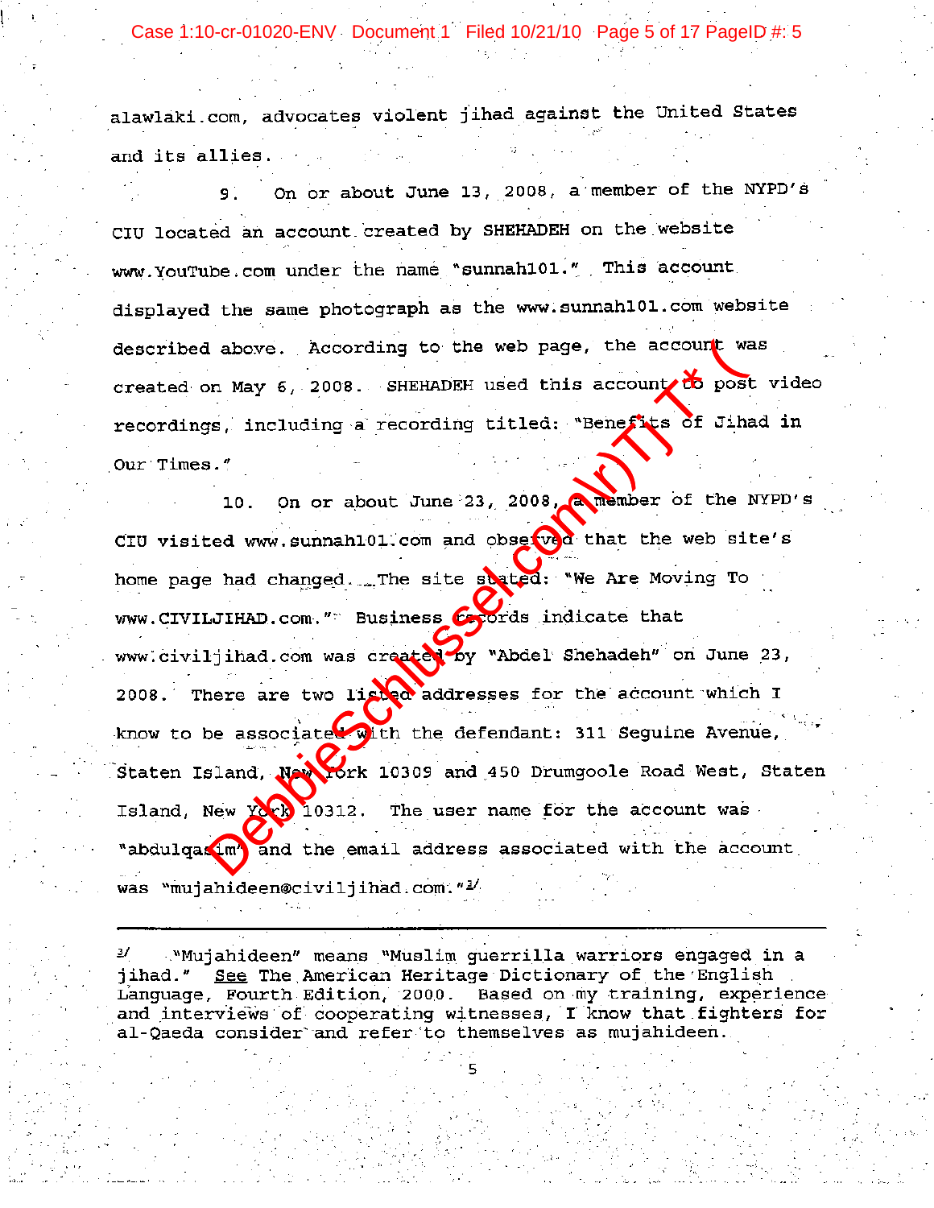alawlaki.com, advocates violent jihad against the United States and its allies.

9. On or about June 13, 2008, a member of the NYPD's CIU located an account created by SHEHADEH on the website www.YouTube.com under the name "sunnah101." This account displayed the same photograph as the www.sunnah101.com website described above. According to the web page, the account was created on May 6, 2008. SHEHADEH used this account to post video recordings, including a recording titled: "Benefits of Jihad in Our Times."

10. On or about June 23, 2008, a member of the NYPD's CIU visited www.sunnah101.com and observed that the web site's home page had changed. The site stated: "We Are Moving To www.CIVILJIHAD.com." Business records indicate that www.civiljihad.com was created by "Abdel Shehadeh" on June 23, 2008. There are two listed addresses for the account which I know to be associated with the defendant: 311 Seguine Avenue, Staten Island, New York 10309 and 450 Drumgoole Road West, Staten Island, New York 10312. The user name for the account was "abdulqasim" and the email address associated with the account was "mujahideen@civiljihad.com."[3]

---

[3] "Mujahideen" means "Muslim guerrilla warriors engaged in a jihad." See The American Heritage Dictionary of the English Language, Fourth Edition, 2000. Based on my training, experience and interviews of cooperating witnesses, I know that fighters for al-Qaeda consider and refer to themselves as mujahideen.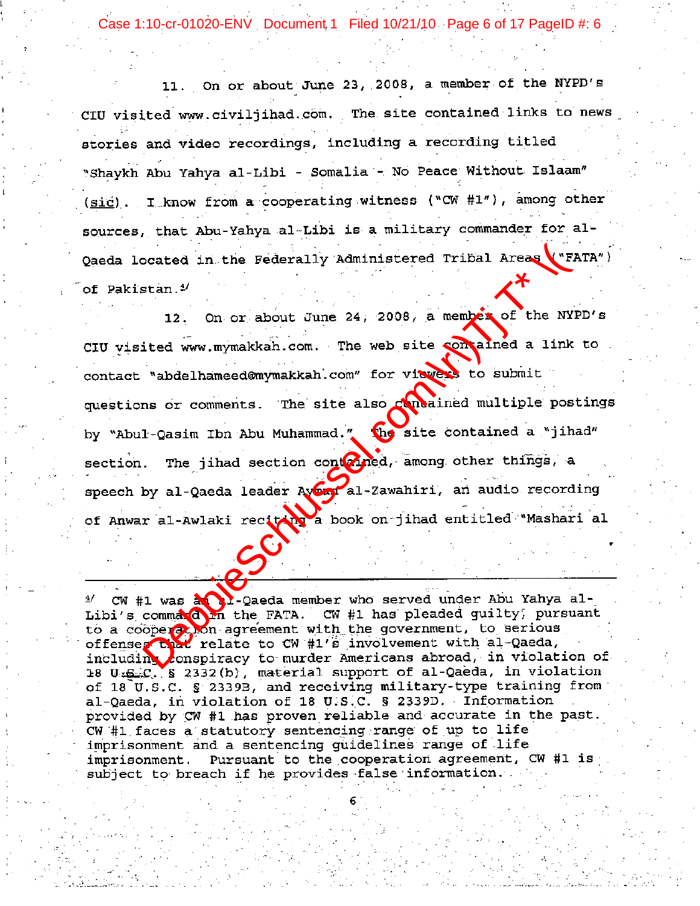11. On or about June 23, 2008, a member of the NYPD's CIU visited www.civiljihad.com. The site contained links to news stories and video recordings, including a recording titled "Shaykh Abu Yahya al-Libi - Somalia - No Peace Without Islaam" (sic). I know from a cooperating witness ("CW #1"), among other sources, that Abu-Yahya al-Libi is a military commander for al-Qaeda located in the Federally Administered Tribal Areas ("FATA") of Pakistan.[4]

12. On or about June 24, 2008, a member of the NYPD's CIU visited www.mymakkah.com. The web site contained a link to contact "abdelhameed@mymakkah.com" for viewers to submit questions or comments. The site also contained multiple postings by "Abul-Qasim Ibn Abu Muhammad." The site contained a "jihad" section. The jihad section contained, among other things, a speech by al-Qaeda leader Aymen al-Zawahiri, an audio recording of Anwar al-Awlaki reciting a book on jihad entitled "Mashari al

---

[4] CW #1 was an al-Qaeda member who served under Abu Yahya al-Libi's command in the FATA. CW #1 has pleaded guilty, pursuant to a cooperation agreement with the government, to serious offenses that relate to CW #1's involvement with al-Qaeda, including conspiracy to murder Americans abroad, in violation of 18 U.S.C. § 2332(b), material support of al-Qaeda, in violation of 18 U.S.C. § 2339B, and receiving military-type training from al-Qaeda, in violation of 18 U.S.C. § 2339D. Information provided by CW #1 has proven reliable and accurate in the past. CW #1 faces a statutory sentencing range of up to life imprisonment and a sentencing guidelines range of life imprisonment. Pursuant to the cooperation agreement, CW #1 is subject to breach if he provides false information.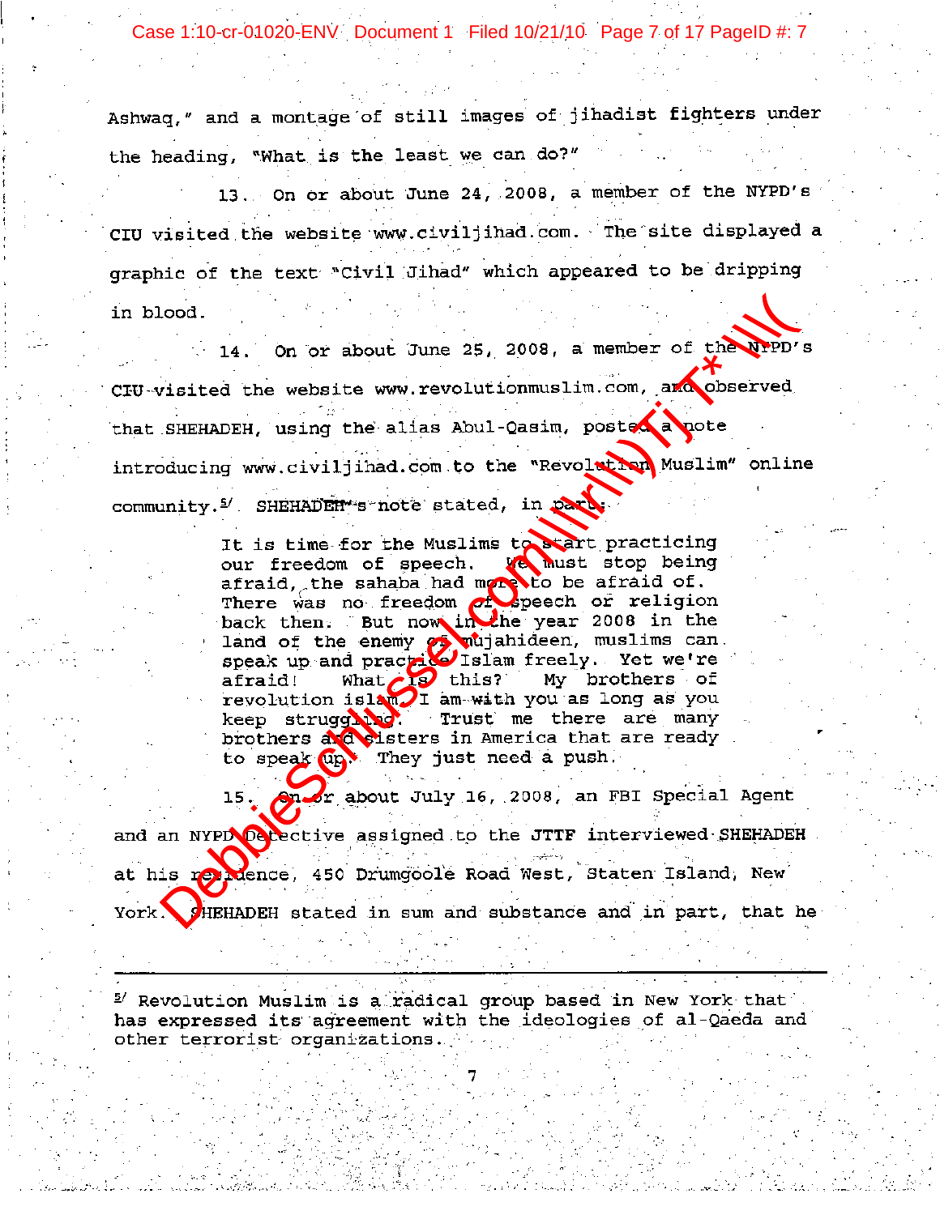Ashwaq," and a montage of still images of jihadist fighters under the heading, "What is the least we can do?"

13. On or about June 24, 2008, a member of the NYPD's CIU visited the website www.civiljihad.com. The site displayed a graphic of the text "Civil Jihad" which appeared to be dripping in blood.

14. On or about June 25, 2008, a member of the NYPD's CIU visited the website www.revolutionmuslim.com, and observed that SHEHADEH, using the alias Abul-Qasim, posted a note introducing www.civiljihad.com to the "Revolution Muslim" online community.[5] SHEHADEH's note stated, in part:

> It is time for the Muslims to start practicing our freedom of speech. We must stop being afraid, the sahaba had more to be afraid of. There was no freedom of speech or religion back then. But now in the year 2008 in the land of the enemy of mujahideen, muslims can speak up and practice Islam freely. Yet we're afraid! What is this? My brothers of revolution islam I am with you as long as you keep struggling. Trust me there are many brothers and sisters in America that are ready to speak up. They just need a push.

15. On or about July 16, 2008, an FBI Special Agent and an NYPD Detective assigned to the JTTF interviewed SHEHADEH at his residence, 450 Drumgoole Road West, Staten Island, New York. SHEHADEH stated in sum and substance and in part, that he

---

[5] Revolution Muslim is a radical group based in New York that has expressed its agreement with the ideologies of al-Qaeda and other terrorist organizations.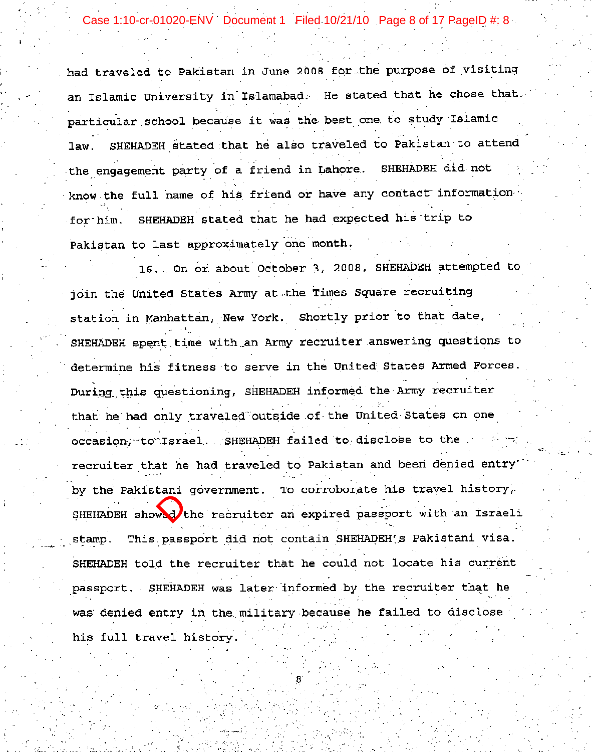had traveled to Pakistan in June 2008 for the purpose of visiting an Islamic University in Islamabad. He stated that he chose that particular school because it was the best one to study Islamic law. SHEHADEH stated that he also traveled to Pakistan to attend the engagement party of a friend in Lahore. SHEHADEH did not know the full name of his friend or have any contact information for him. SHEHADEH stated that he had expected his trip to Pakistan to last approximately one month.

16. On or about October 3, 2008, SHEHADEH attempted to join the United States Army at the Times Square recruiting station in Manhattan, New York. Shortly prior to that date, SHEHADEH spent time with an Army recruiter answering questions to determine his fitness to serve in the United States Armed Forces. During this questioning, SHEHADEH informed the Army recruiter that he had only traveled outside of the United States on one occasion, to Israel. SHEHADEH failed to disclose to the recruiter that he had traveled to Pakistan and been denied entry by the Pakistani government. To corroborate his travel history, SHEHADEH showed the recruiter an expired passport with an Israeli stamp. This passport did not contain SHEHADEH's Pakistani visa. SHEHADEH told the recruiter that he could not locate his current passport. SHEHADEH was later informed by the recruiter that he was denied entry in the military because he failed to disclose his full travel history.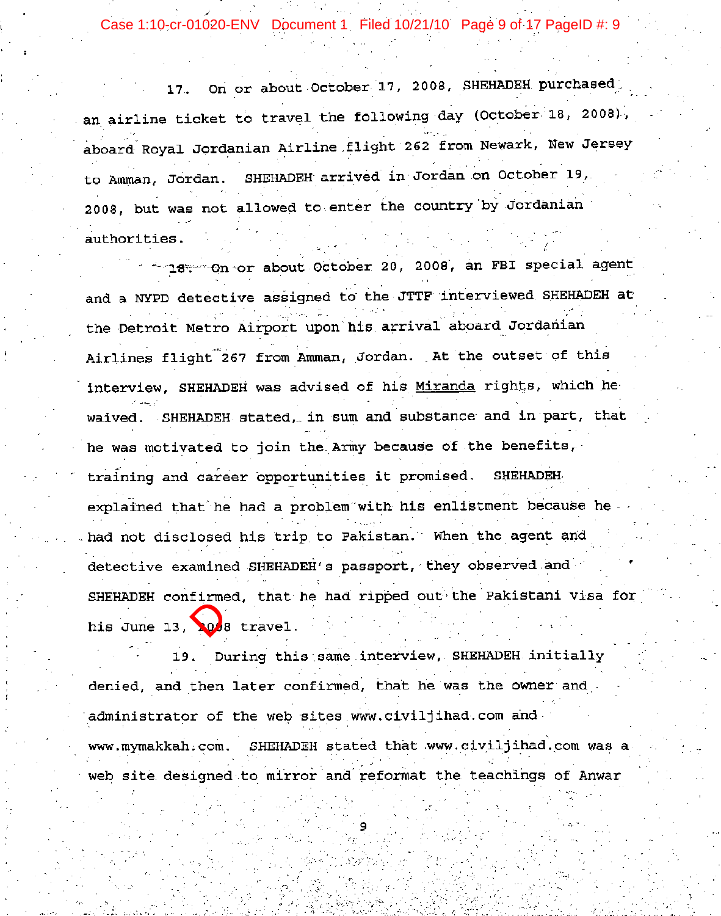17. On or about October 17, 2008, SHEHADEH purchased an airline ticket to travel the following day (October 18, 2008), aboard Royal Jordanian Airline flight 262 from Newark, New Jersey to Amman, Jordan. SHEHADEH arrived in Jordan on October 19, 2008, but was not allowed to enter the country by Jordanian authorities.

18. On or about October 20, 2008, an FBI special agent and a NYPD detective assigned to the JTTF interviewed SHEHADEH at the Detroit Metro Airport upon his arrival aboard Jordanian Airlines flight 267 from Amman, Jordan. At the outset of this interview, SHEHADEH was advised of his Miranda rights, which he waived. SHEHADEH stated, in sum and substance and in part, that he was motivated to join the Army because of the benefits, training and career opportunities it promised. SHEHADEH explained that he had a problem with his enlistment because he had not disclosed his trip to Pakistan. When the agent and detective examined SHEHADEH's passport, they observed and SHEHADEH confirmed, that he had ripped out the Pakistani visa for his June 13, 2008 travel.

19. During this same interview, SHEHADEH initially denied, and then later confirmed, that he was the owner and administrator of the web sites www.civiljihad.com and www.mymakkah.com. SHEHADEH stated that www.civiljihad.com was a web site designed to mirror and reformat the teachings of Anwar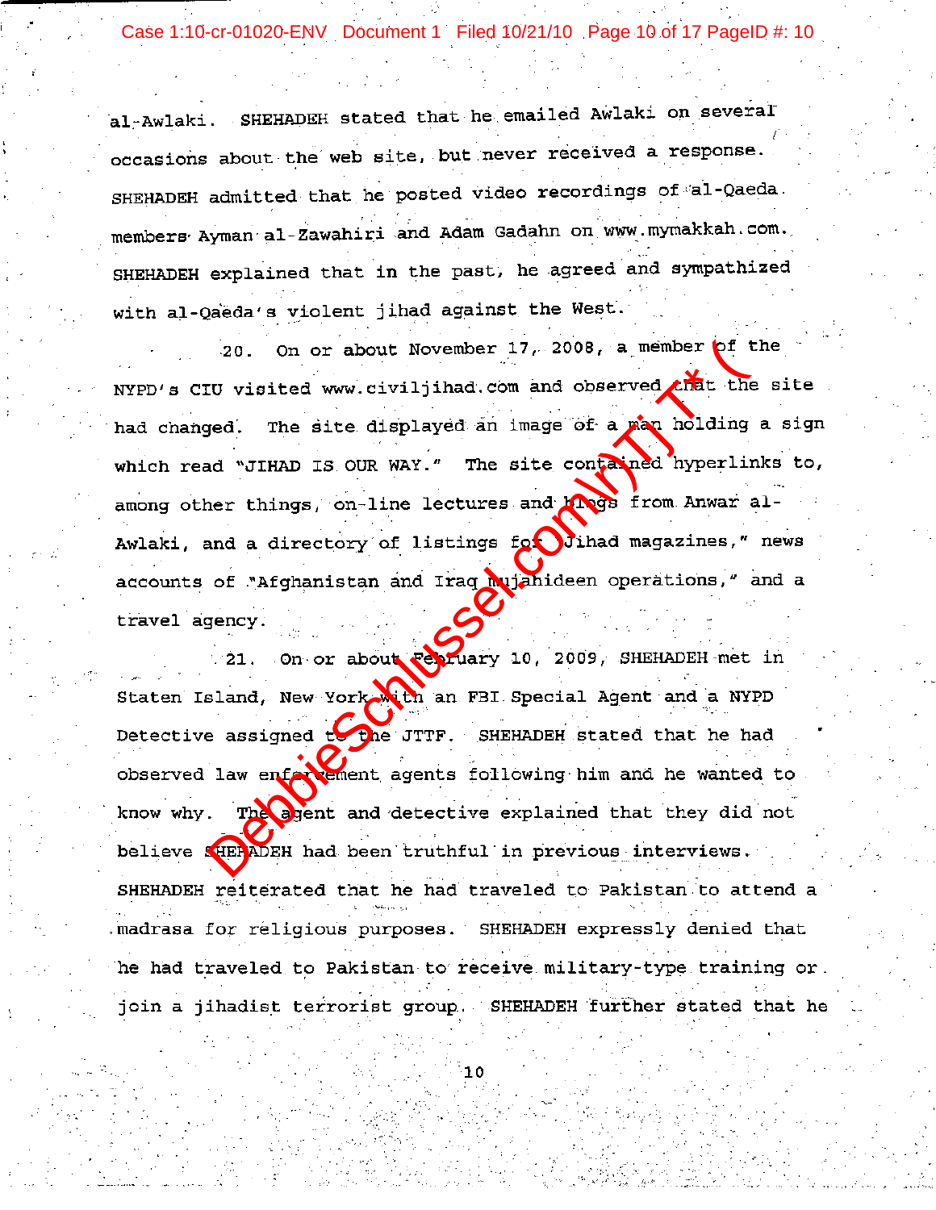al-Awlaki. SHEHADEH stated that he emailed Awlaki on several occasions about the web site, but never received a response. SHEHADEH admitted that he posted video recordings of al-Qaeda members Ayman al-Zawahiri and Adam Gadahn on www.mymakkah.com. SHEHADEH explained that in the past, he agreed and sympathized with al-Qaeda's violent jihad against the West.

20. On or about November 17, 2008, a member of the NYPD's CIU visited www.civiljihad.com and observed that the site had changed. The site displayed an image of a man holding a sign which read "JIHAD IS OUR WAY." The site contained hyperlinks to, among other things, on-line lectures and blogs from Anwar al-Awlaki, and a directory of listings for "Jihad magazines," news accounts of "Afghanistan and Iraq mujahideen operations," and a travel agency.

21. On or about February 10, 2009, SHEHADEH met in Staten Island, New York with an FBI Special Agent and a NYPD Detective assigned to the JTTF. SHEHADEH stated that he had observed law enforcement agents following him and he wanted to know why. The agent and detective explained that they did not believe SHEHADEH had been truthful in previous interviews. SHEHADEH reiterated that he had traveled to Pakistan to attend a madrasa for religious purposes. SHEHADEH expressly denied that he had traveled to Pakistan to receive military-type training or join a jihadist terrorist group. SHEHADEH further stated that he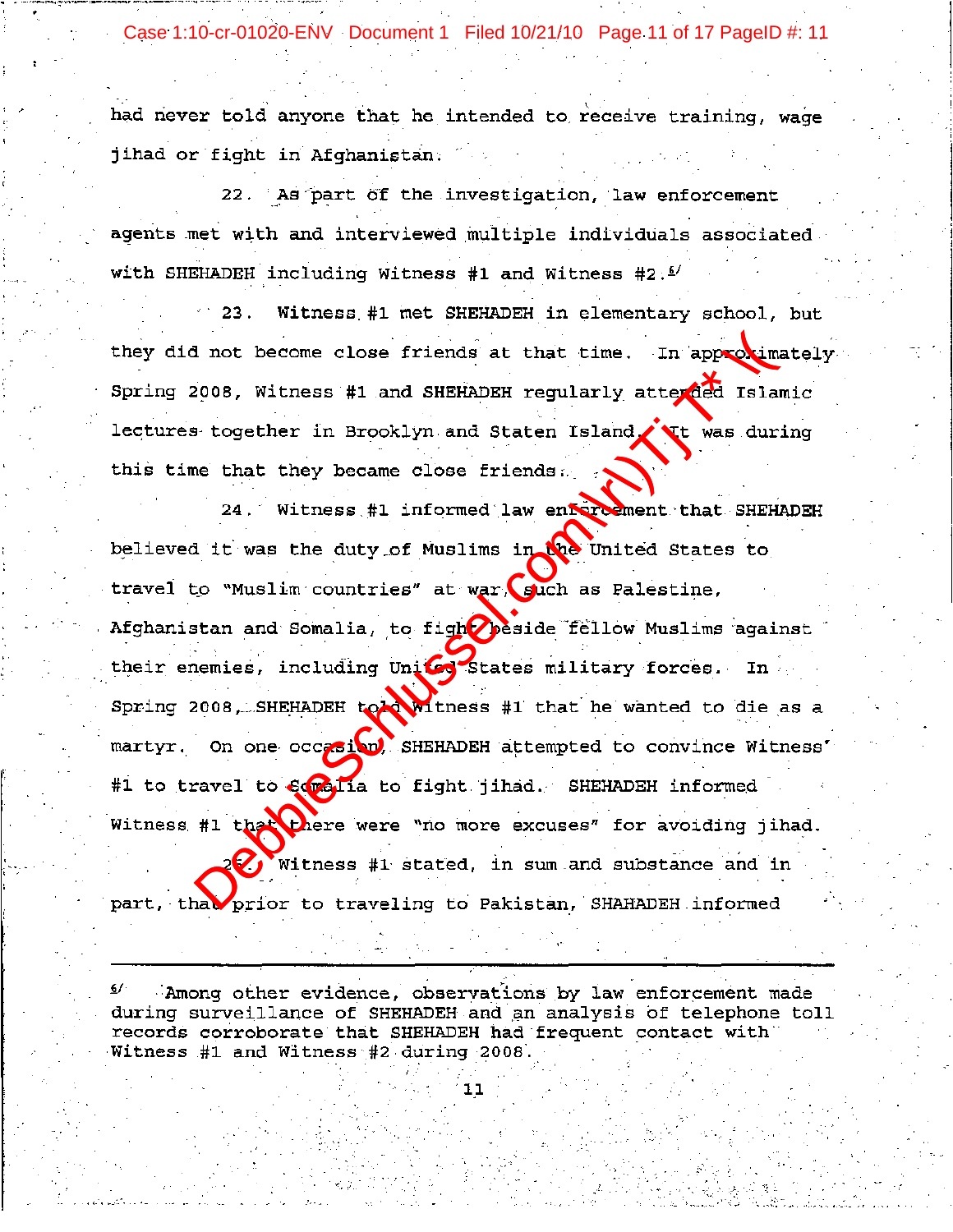had never told anyone that he intended to receive training, wage jihad or fight in Afghanistan.

22. As part of the investigation, law enforcement agents met with and interviewed multiple individuals associated with SHEHADEH including Witness #1 and Witness #2.[6]

23. Witness #1 met SHEHADEH in elementary school, but they did not become close friends at that time. In approximately Spring 2008, Witness #1 and SHEHADEH regularly attended Islamic lectures together in Brooklyn and Staten Island. It was during this time that they became close friends.

24. Witness #1 informed law enforcement that SHEHADEH believed it was the duty of Muslims in the United States to travel to "Muslim countries" at war, such as Palestine, Afghanistan and Somalia, to fight beside fellow Muslims against their enemies, including United States military forces. In Spring 2008, SHEHADEH told Witness #1 that he wanted to die as a martyr. On one occasion, SHEHADEH attempted to convince Witness #1 to travel to Somalia to fight jihad. SHEHADEH informed Witness #1 that there were "no more excuses" for avoiding jihad.

25. Witness #1 stated, in sum and substance and in part, that prior to traveling to Pakistan, SHAHADEH informed

---

[6] Among other evidence, observations by law enforcement made during surveillance of SHEHADEH and an analysis of telephone toll records corroborate that SHEHADEH had frequent contact with Witness #1 and Witness #2 during 2008.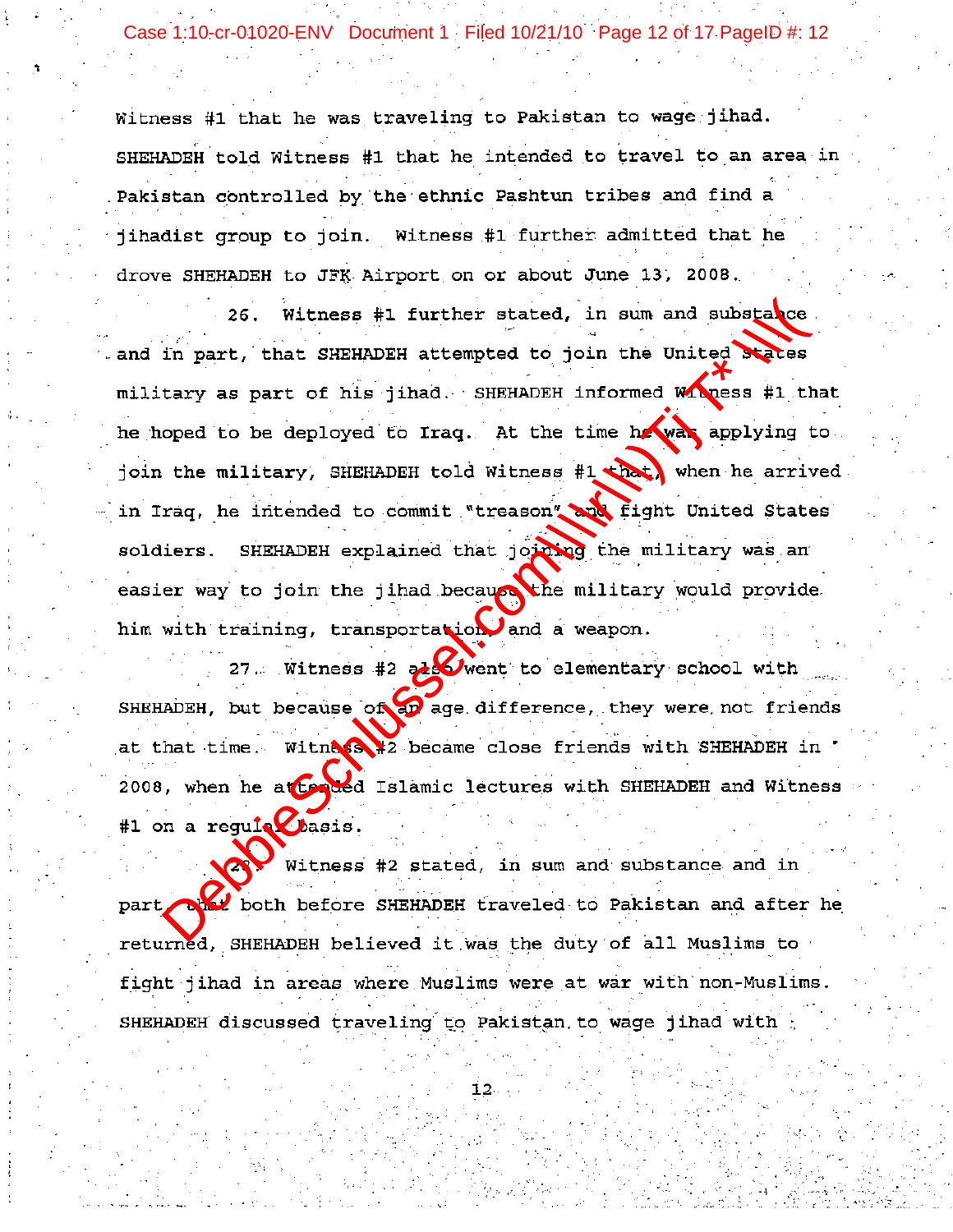Witness #1 that he was traveling to Pakistan to wage jihad. SHEHADEH told Witness #1 that he intended to travel to an area in Pakistan controlled by the ethnic Pashtun tribes and find a jihadist group to join. Witness #1 further admitted that he drove SHEHADEH to JFK Airport on or about June 13, 2008.

26. Witness #1 further stated, in sum and substance and in part, that SHEHADEH attempted to join the United States military as part of his jihad. SHEHADEH informed Witness #1 that he hoped to be deployed to Iraq. At the time he was applying to join the military, SHEHADEH told Witness #1 that, when he arrived in Iraq, he intended to commit "treason" and fight United States soldiers. SHEHADEH explained that joining the military was an easier way to join the jihad because the military would provide him with training, transportation, and a weapon.

27. Witness #2 also went to elementary school with SHEHADEH, but because of an age difference, they were not friends at that time. Witness #2 became close friends with SHEHADEH in 2008, when he attended Islamic lectures with SHEHADEH and Witness #1 on a regular basis.

28. Witness #2 stated, in sum and substance and in part, that both before SHEHADEH traveled to Pakistan and after he returned, SHEHADEH believed it was the duty of all Muslims to fight jihad in areas where Muslims were at war with non-Muslims. SHEHADEH discussed traveling to Pakistan to wage jihad with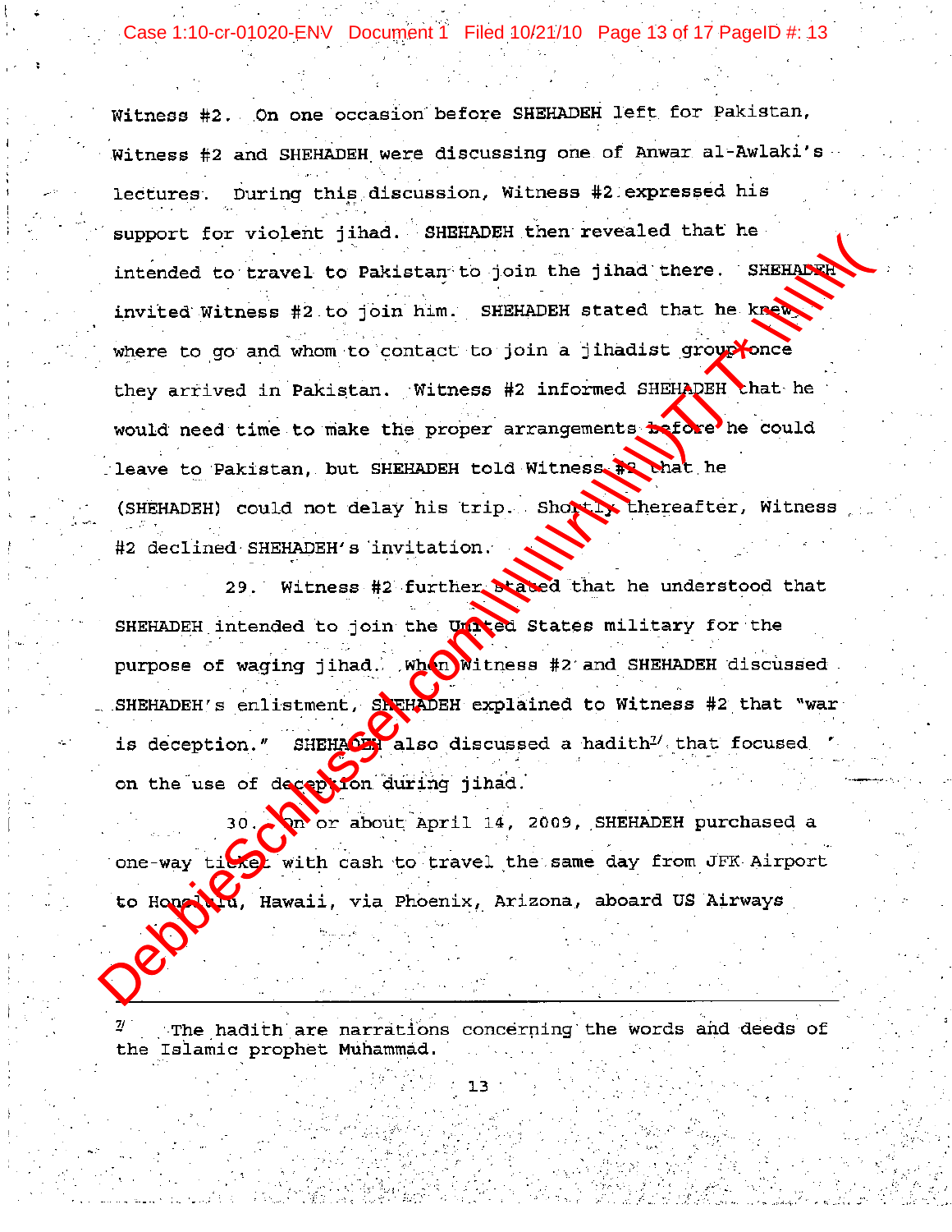Witness #2. On one occasion before SHEHADEH left for Pakistan, Witness #2 and SHEHADEH were discussing one of Anwar al-Awlaki's lectures. During this discussion, Witness #2 expressed his support for violent jihad. SHEHADEH then revealed that he intended to travel to Pakistan to join the jihad there. SHEHADEH invited Witness #2 to join him. SHEHADEH stated that he knew where to go and whom to contact to join a jihadist group once they arrived in Pakistan. Witness #2 informed SHEHADEH that he would need time to make the proper arrangements before he could leave to Pakistan, but SHEHADEH told Witness #2 that he (SHEHADEH) could not delay his trip. Shortly thereafter, Witness #2 declined SHEHADEH's invitation.

29. Witness #2 further stated that he understood that SHEHADEH intended to join the United States military for the purpose of waging jihad. When Witness #2 and SHEHADEH discussed SHEHADEH's enlistment, SHEHADEH explained to Witness #2 that "war is deception." SHEHADEH also discussed a hadith[7] that focused on the use of deception during jihad.

30. On or about April 14, 2009, SHEHADEH purchased a one-way ticket with cash to travel the same day from JFK Airport to Honolulu, Hawaii, via Phoenix, Arizona, aboard US Airways

---

[7] The hadith are narrations concerning the words and deeds of the Islamic prophet Muhammad.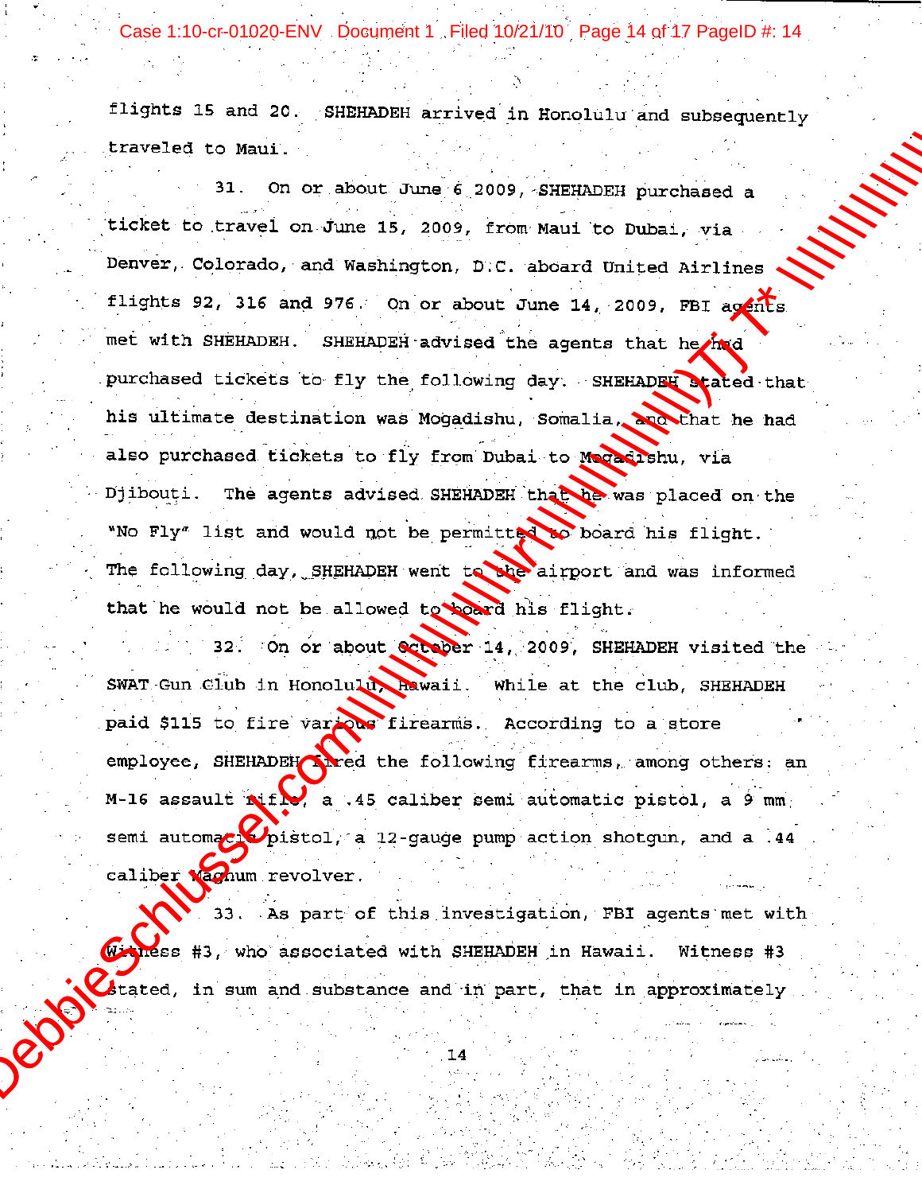flights 15 and 20. SHEHADEH arrived in Honolulu and subsequently traveled to Maui.

31. On or about June 6 2009, SHEHADEH purchased a ticket to travel on June 15, 2009, from Maui to Dubai, via Denver, Colorado, and Washington, D.C. aboard United Airlines flights 92, 316 and 976. On or about June 14, 2009, FBI agents met with SHEHADEH. SHEHADEH advised the agents that he had purchased tickets to fly the following day. SHEHADEH stated that his ultimate destination was Mogadishu, Somalia, and that he had also purchased tickets to fly from Dubai to Mogadishu, via Djibouti. The agents advised SHEHADEH that he was placed on the "No Fly" list and would not be permitted to board his flight. The following day, SHEHADEH went to the airport and was informed that he would not be allowed to board his flight.

32. On or about October 14, 2009, SHEHADEH visited the SWAT Gun Club in Honolulu, Hawaii. While at the club, SHEHADEH paid $115 to fire various firearms. According to a store employee, SHEHADEH fired the following firearms, among others: an M-16 assault rifle, a .45 caliber semi automatic pistol, a 9 mm semi automatic pistol, a 12-gauge pump action shotgun, and a .44 caliber Magnum revolver.

33. As part of this investigation, FBI agents met with Witness #3, who associated with SHEHADEH in Hawaii. Witness #3 stated, in sum and substance and in part, that in approximately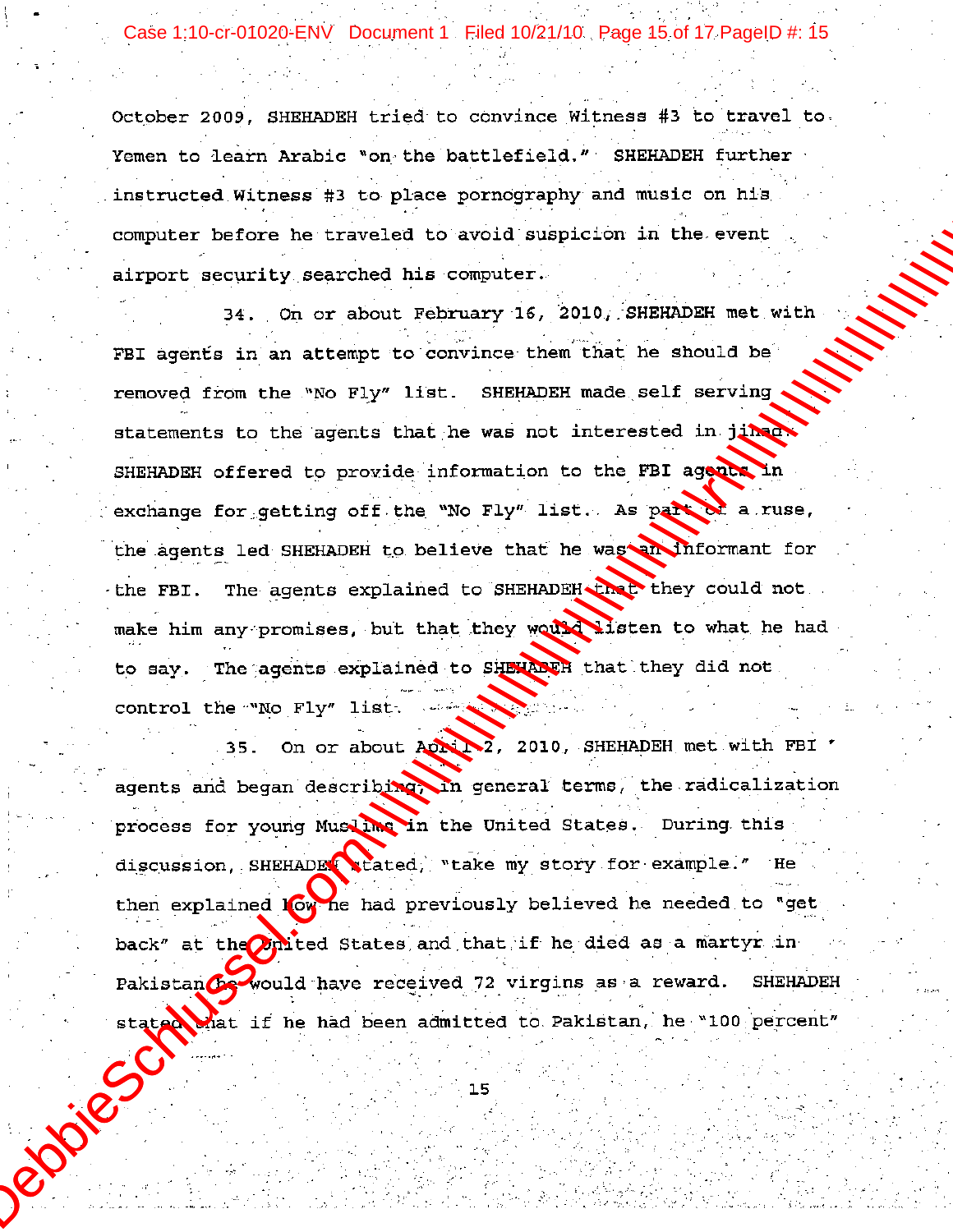October 2009, SHEHADEH tried to convince Witness #3 to travel to Yemen to learn Arabic "on the battlefield." SHEHADEH further instructed Witness #3 to place pornography and music on his computer before he traveled to avoid suspicion in the event airport security searched his computer.

34. On or about February 16, 2010, SHEHADEH met with FBI agents in an attempt to convince them that he should be removed from the "No Fly" list. SHEHADEH made self serving statements to the agents that he was not interested in jihad. SHEHADEH offered to provide information to the FBI agents in exchange for getting off the "No Fly" list. As part of a ruse, the agents led SHEHADEH to believe that he was an informant for the FBI. The agents explained to SHEHADEH that they could not make him any promises, but that they would listen to what he had to say. The agents explained to SHEHADEH that they did not control the "No Fly" list.

35. On or about April 2, 2010, SHEHADEH met with FBI agents and began describing, in general terms, the radicalization process for young Muslims in the United States. During this discussion, SHEHADEH stated, "take my story for example." He then explained how he had previously believed he needed to "get back" at the United States and that if he died as a martyr in Pakistan he would have received 72 virgins as a reward. SHEHADEH stated that if he had been admitted to Pakistan, he "100 percent"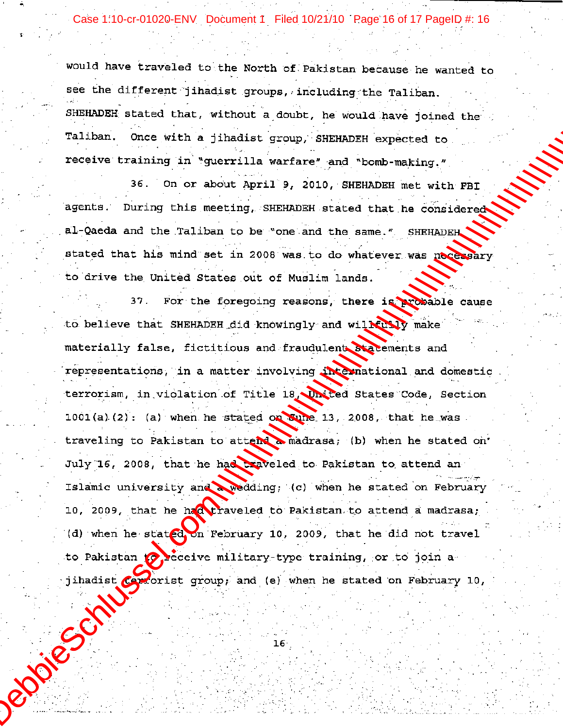would have traveled to the North of Pakistan because he wanted to see the different jihadist groups, including the Taliban. SHEHADEH stated that, without a doubt, he would have joined the Taliban. Once with a jihadist group, SHEHADEH expected to receive training in "guerrilla warfare" and "bomb-making."

36. On or about April 9, 2010, SHEHADEH met with FBI agents. During this meeting, SHEHADEH stated that he considered al-Qaeda and the Taliban to be "one and the same." SHEHADEH stated that his mind set in 2008 was to do whatever was necessary to drive the United States out of Muslim lands.

37. For the foregoing reasons, there is probable cause to believe that SHEHADEH did knowingly and willfully make materially false, fictitious and fraudulent statements and representations, in a matter involving international and domestic terrorism, in violation of Title 18, United States Code, Section 1001(a)(2): (a) when he stated on June 13, 2008, that he was traveling to Pakistan to attend a madrasa; (b) when he stated on July 16, 2008, that he had traveled to Pakistan to attend an Islamic university and a wedding; (c) when he stated on February 10, 2009, that he had traveled to Pakistan to attend a madrasa; (d) when he stated on February 10, 2009, that he did not travel to Pakistan to receive military-type training, or to join a jihadist terrorist group; and (e) when he stated on February 10,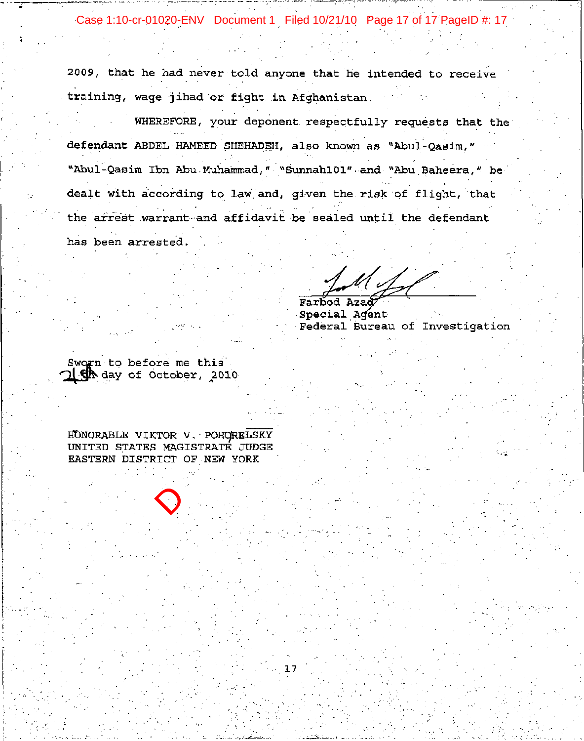2009, that he had never told anyone that he intended to receive training, wage jihad or fight in Afghanistan.

WHEREFORE, your deponent respectfully requests that the defendant ABDEL HAMEED SHEHADEH, also known as "Abul-Qasim," "Abul-Qasim Ibn Abu Muhammad," "Sunnah101" and "Abu Baheera," be dealt with according to law and, given the risk of flight, that the arrest warrant and affidavit be sealed until the defendant has been arrested.

Farbod Azad
Special Agent
Federal Bureau of Investigation

Sworn to before me this
21st day of October, 2010

HONORABLE VIKTOR V. POHORELSKY
UNITED STATES MAGISTRATE JUDGE
EASTERN DISTRICT OF NEW YORK